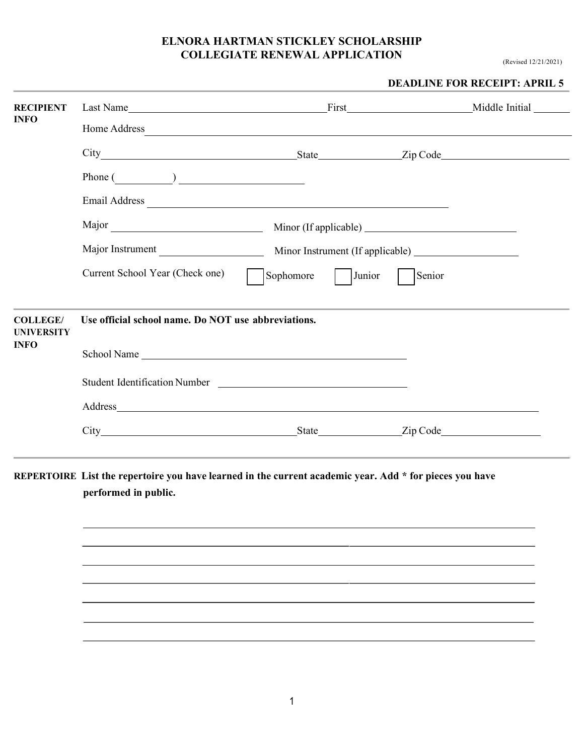# ELNORA HARTMAN STICKLEY SCHOLARSHIP
# COLLEGIATE RENEWAL APPLICATION

(Revised 12/21/2021)

**DEADLINE FOR RECEIPT: APRIL 5**

---

**RECIPIENT INFO**

Last Name\_\_\_\_\_\_\_\_\_\_\_\_\_\_\_\_\_\_\_\_ First\_\_\_\_\_\_\_\_\_\_\_\_\_\_\_\_ Middle Initial \_\_\_\_\_

Home Address\_\_\_\_\_\_\_\_\_\_\_\_\_\_\_\_\_\_\_\_\_\_\_\_\_\_\_\_\_\_\_\_\_\_\_\_\_\_\_\_

City\_\_\_\_\_\_\_\_\_\_\_\_\_\_\_\_\_\_\_\_ State\_\_\_\_\_\_\_\_ Zip Code\_\_\_\_\_\_\_\_\_\_\_\_

Phone (\_\_\_\_\_\_) \_\_\_\_\_\_\_\_\_\_\_\_\_\_

Email Address \_\_\_\_\_\_\_\_\_\_\_\_\_\_\_\_\_\_\_\_\_\_\_\_\_\_\_\_\_\_

Major \_\_\_\_\_\_\_\_\_\_\_\_\_\_\_\_ Minor (If applicable) \_\_\_\_\_\_\_\_\_\_\_\_\_\_\_\_

Major Instrument \_\_\_\_\_\_\_\_\_\_\_\_ Minor Instrument (If applicable) \_\_\_\_\_\_\_\_\_\_\_\_

Current School Year (Check one) ☐ Sophomore ☐ Junior ☐ Senior

---

**COLLEGE/ UNIVERSITY INFO**

**Use official school name. Do NOT use abbreviations.**

School Name \_\_\_\_\_\_\_\_\_\_\_\_\_\_\_\_\_\_\_\_\_\_\_\_\_\_\_\_\_\_

Student Identification Number \_\_\_\_\_\_\_\_\_\_\_\_\_\_\_\_\_\_\_\_

Address\_\_\_\_\_\_\_\_\_\_\_\_\_\_\_\_\_\_\_\_\_\_\_\_\_\_\_\_\_\_\_\_\_\_\_\_\_\_\_\_

City\_\_\_\_\_\_\_\_\_\_\_\_\_\_\_\_\_\_\_\_ State\_\_\_\_\_\_\_\_ Zip Code\_\_\_\_\_\_\_\_\_\_\_\_

---

**REPERTOIRE** **List the repertoire you have learned in the current academic year. Add * for pieces you have performed in public.**

\_\_\_\_\_\_\_\_\_\_\_\_\_\_\_\_\_\_\_\_\_\_\_\_\_\_\_\_\_\_\_\_\_\_\_\_\_\_\_\_\_\_\_\_\_\_\_\_

\_\_\_\_\_\_\_\_\_\_\_\_\_\_\_\_\_\_\_\_\_\_\_\_\_\_\_\_\_\_\_\_\_\_\_\_\_\_\_\_\_\_\_\_\_\_\_\_

\_\_\_\_\_\_\_\_\_\_\_\_\_\_\_\_\_\_\_\_\_\_\_\_\_\_\_\_\_\_\_\_\_\_\_\_\_\_\_\_\_\_\_\_\_\_\_\_

\_\_\_\_\_\_\_\_\_\_\_\_\_\_\_\_\_\_\_\_\_\_\_\_\_\_\_\_\_\_\_\_\_\_\_\_\_\_\_\_\_\_\_\_\_\_\_\_

\_\_\_\_\_\_\_\_\_\_\_\_\_\_\_\_\_\_\_\_\_\_\_\_\_\_\_\_\_\_\_\_\_\_\_\_\_\_\_\_\_\_\_\_\_\_\_\_

\_\_\_\_\_\_\_\_\_\_\_\_\_\_\_\_\_\_\_\_\_\_\_\_\_\_\_\_\_\_\_\_\_\_\_\_\_\_\_\_\_\_\_\_\_\_\_\_

\_\_\_\_\_\_\_\_\_\_\_\_\_\_\_\_\_\_\_\_\_\_\_\_\_\_\_\_\_\_\_\_\_\_\_\_\_\_\_\_\_\_\_\_\_\_\_\_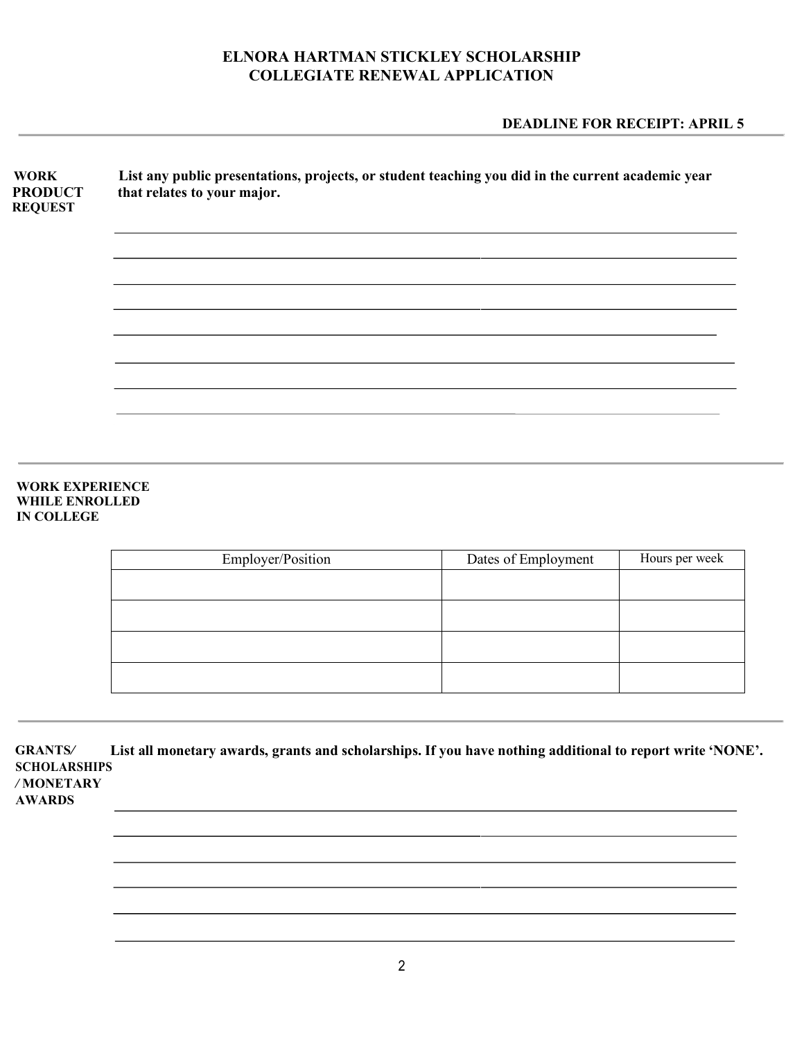# ELNORA HARTMAN STICKLEY SCHOLARSHIP
## COLLEGIATE RENEWAL APPLICATION

**DEADLINE FOR RECEIPT: APRIL 5**

---

**WORK PRODUCT REQUEST**

**List any public presentations, projects, or student teaching you did in the current academic year that relates to your major.**

______________________________________________________________________

______________________________________________________________________

______________________________________________________________________

______________________________________________________________________

______________________________________________________________________

______________________________________________________________________

______________________________________________________________________

______________________________________________________________________

---

**WORK EXPERIENCE WHILE ENROLLED IN COLLEGE**

| Employer/Position | Dates of Employment | Hours per week |
|---|---|---|
| | | |
| | | |
| | | |
| | | |

---

**GRANTS/ SCHOLARSHIPS / MONETARY AWARDS**

**List all monetary awards, grants and scholarships. If you have nothing additional to report write 'NONE'.**

______________________________________________________________________

______________________________________________________________________

______________________________________________________________________

______________________________________________________________________

______________________________________________________________________

______________________________________________________________________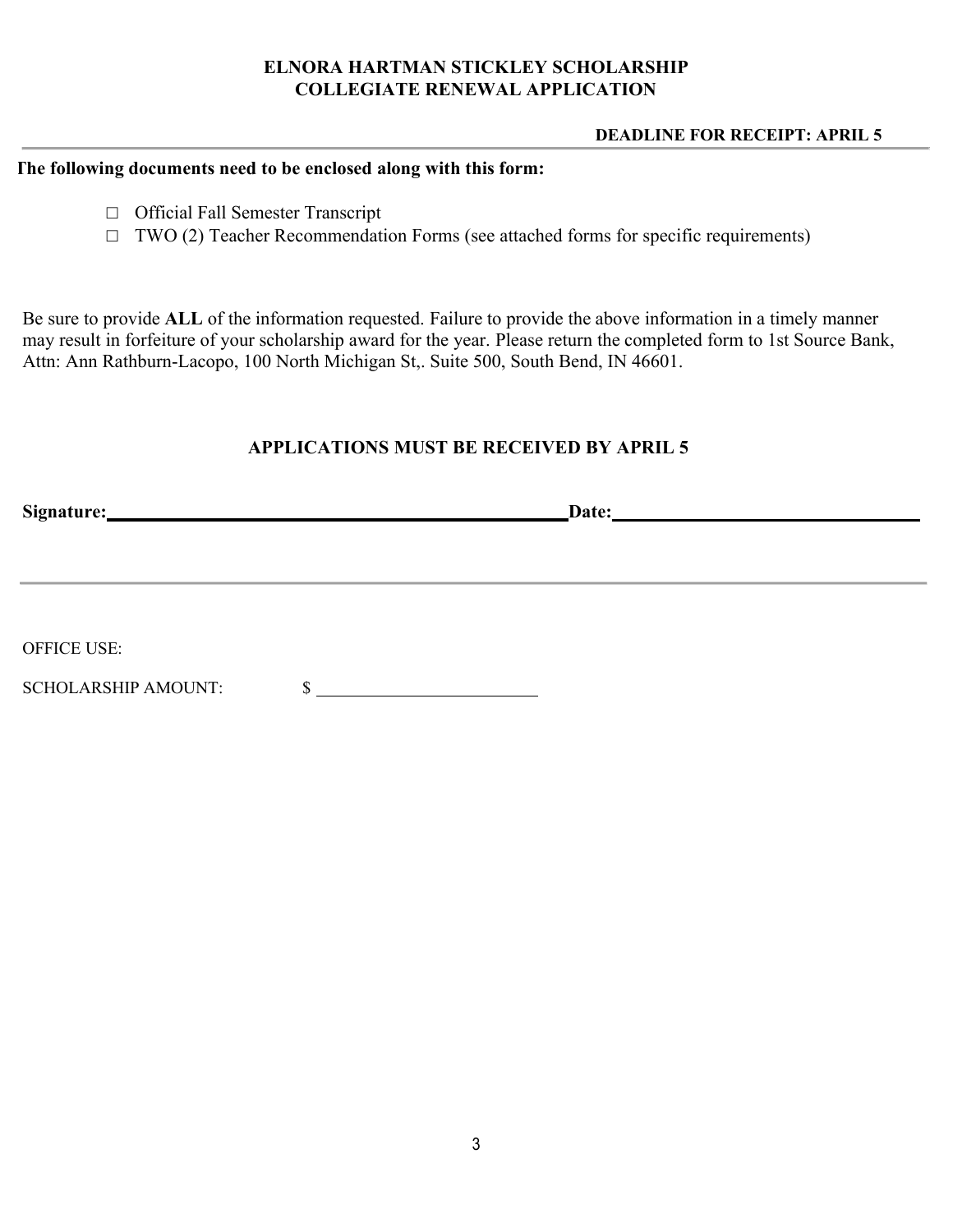**ELNORA HARTMAN STICKLEY SCHOLARSHIP**
**COLLEGIATE RENEWAL APPLICATION**

**DEADLINE FOR RECEIPT: APRIL 5**

---

**The following documents need to be enclosed along with this form:**

- ☐ Official Fall Semester Transcript
- ☐ TWO (2) Teacher Recommendation Forms (see attached forms for specific requirements)

Be sure to provide **ALL** of the information requested. Failure to provide the above information in a timely manner may result in forfeiture of your scholarship award for the year. Please return the completed form to 1st Source Bank, Attn: Ann Rathburn-Lacopo, 100 North Michigan St,. Suite 500, South Bend, IN 46601.

**APPLICATIONS MUST BE RECEIVED BY APRIL 5**

**Signature:**\_\_\_\_\_\_\_\_\_\_\_\_\_\_\_\_\_\_\_\_\_\_\_\_\_\_\_\_\_\_\_\_\_\_\_\_\_\_\_\_ **Date:**\_\_\_\_\_\_\_\_\_\_\_\_\_\_\_\_\_\_\_\_\_\_\_\_\_\_\_

---

OFFICE USE:

SCHOLARSHIP AMOUNT: $ \_\_\_\_\_\_\_\_\_\_\_\_\_\_\_\_\_\_\_\_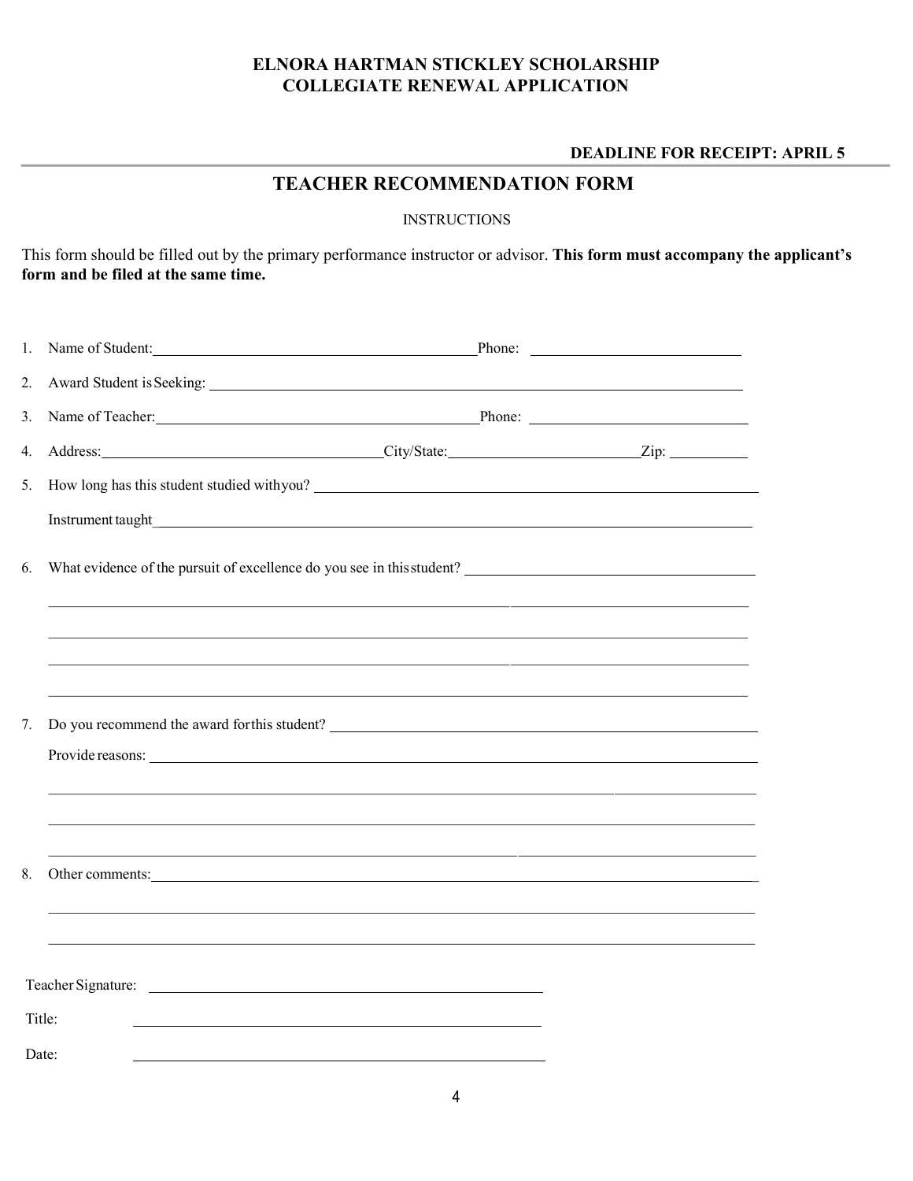**ELNORA HARTMAN STICKLEY SCHOLARSHIP**
**COLLEGIATE RENEWAL APPLICATION**

**DEADLINE FOR RECEIPT: APRIL 5**

---

## TEACHER RECOMMENDATION FORM

INSTRUCTIONS

This form should be filled out by the primary performance instructor or advisor. **This form must accompany the applicant's form and be filed at the same time.**

1. Name of Student:\_\_\_\_\_\_\_\_\_\_\_\_\_\_\_\_\_\_\_\_\_\_\_\_\_\_\_\_\_\_ Phone: \_\_\_\_\_\_\_\_\_\_\_\_\_\_\_\_\_\_\_\_
2. Award Student is Seeking: \_\_\_\_\_\_\_\_\_\_\_\_\_\_\_\_\_\_\_\_\_\_\_\_\_\_\_\_\_\_\_\_\_\_\_\_\_\_\_\_\_\_\_\_\_\_
3. Name of Teacher:\_\_\_\_\_\_\_\_\_\_\_\_\_\_\_\_\_\_\_\_\_\_\_\_\_\_\_\_\_\_ Phone: \_\_\_\_\_\_\_\_\_\_\_\_\_\_\_\_\_\_\_\_
4. Address:\_\_\_\_\_\_\_\_\_\_\_\_\_\_\_\_\_\_\_\_\_\_\_\_\_\_ City/State:\_\_\_\_\_\_\_\_\_\_\_\_\_\_\_\_\_\_ Zip: \_\_\_\_\_\_\_\_
5. How long has this student studied with you? \_\_\_\_\_\_\_\_\_\_\_\_\_\_\_\_\_\_\_\_\_\_\_\_\_\_\_\_\_\_\_\_\_\_\_\_

   Instrument taught\_\_\_\_\_\_\_\_\_\_\_\_\_\_\_\_\_\_\_\_\_\_\_\_\_\_\_\_\_\_\_\_\_\_\_\_\_\_\_\_\_\_\_\_\_\_\_\_\_\_\_\_\_\_

6. What evidence of the pursuit of excellence do you see in this student? \_\_\_\_\_\_\_\_\_\_\_\_\_\_\_\_\_\_\_\_\_\_\_\_\_\_

   \_\_\_\_\_\_\_\_\_\_\_\_\_\_\_\_\_\_\_\_\_\_\_\_\_\_\_\_\_\_\_\_\_\_\_\_\_\_\_\_\_\_\_\_\_\_\_\_\_\_\_\_\_\_\_\_\_\_\_\_\_\_\_\_\_\_\_\_\_\_

   \_\_\_\_\_\_\_\_\_\_\_\_\_\_\_\_\_\_\_\_\_\_\_\_\_\_\_\_\_\_\_\_\_\_\_\_\_\_\_\_\_\_\_\_\_\_\_\_\_\_\_\_\_\_\_\_\_\_\_\_\_\_\_\_\_\_\_\_\_\_

   \_\_\_\_\_\_\_\_\_\_\_\_\_\_\_\_\_\_\_\_\_\_\_\_\_\_\_\_\_\_\_\_\_\_\_\_\_\_\_\_\_\_\_\_\_\_\_\_\_\_\_\_\_\_\_\_\_\_\_\_\_\_\_\_\_\_\_\_\_\_

   \_\_\_\_\_\_\_\_\_\_\_\_\_\_\_\_\_\_\_\_\_\_\_\_\_\_\_\_\_\_\_\_\_\_\_\_\_\_\_\_\_\_\_\_\_\_\_\_\_\_\_\_\_\_\_\_\_\_\_\_\_\_\_\_\_\_\_\_\_\_

7. Do you recommend the award for this student? \_\_\_\_\_\_\_\_\_\_\_\_\_\_\_\_\_\_\_\_\_\_\_\_\_\_\_\_\_\_\_\_\_\_\_\_\_\_

   Provide reasons: \_\_\_\_\_\_\_\_\_\_\_\_\_\_\_\_\_\_\_\_\_\_\_\_\_\_\_\_\_\_\_\_\_\_\_\_\_\_\_\_\_\_\_\_\_\_\_\_\_\_\_\_\_\_\_\_\_\_

   \_\_\_\_\_\_\_\_\_\_\_\_\_\_\_\_\_\_\_\_\_\_\_\_\_\_\_\_\_\_\_\_\_\_\_\_\_\_\_\_\_\_\_\_\_\_\_\_\_\_\_\_\_\_\_\_\_\_\_\_\_\_\_\_\_\_\_\_\_\_

   \_\_\_\_\_\_\_\_\_\_\_\_\_\_\_\_\_\_\_\_\_\_\_\_\_\_\_\_\_\_\_\_\_\_\_\_\_\_\_\_\_\_\_\_\_\_\_\_\_\_\_\_\_\_\_\_\_\_\_\_\_\_\_\_\_\_\_\_\_\_

   \_\_\_\_\_\_\_\_\_\_\_\_\_\_\_\_\_\_\_\_\_\_\_\_\_\_\_\_\_\_\_\_\_\_\_\_\_\_\_\_\_\_\_\_\_\_\_\_\_\_\_\_\_\_\_\_\_\_\_\_\_\_\_\_\_\_\_\_\_\_

8. Other comments:\_\_\_\_\_\_\_\_\_\_\_\_\_\_\_\_\_\_\_\_\_\_\_\_\_\_\_\_\_\_\_\_\_\_\_\_\_\_\_\_\_\_\_\_\_\_\_\_\_\_\_\_\_\_\_\_\_\_

   \_\_\_\_\_\_\_\_\_\_\_\_\_\_\_\_\_\_\_\_\_\_\_\_\_\_\_\_\_\_\_\_\_\_\_\_\_\_\_\_\_\_\_\_\_\_\_\_\_\_\_\_\_\_\_\_\_\_\_\_\_\_\_\_\_\_\_\_\_\_

   \_\_\_\_\_\_\_\_\_\_\_\_\_\_\_\_\_\_\_\_\_\_\_\_\_\_\_\_\_\_\_\_\_\_\_\_\_\_\_\_\_\_\_\_\_\_\_\_\_\_\_\_\_\_\_\_\_\_\_\_\_\_\_\_\_\_\_\_\_\_

Teacher Signature: \_\_\_\_\_\_\_\_\_\_\_\_\_\_\_\_\_\_\_\_\_\_\_\_\_\_\_\_\_\_\_\_\_\_\_\_\_\_\_\_

Title: \_\_\_\_\_\_\_\_\_\_\_\_\_\_\_\_\_\_\_\_\_\_\_\_\_\_\_\_\_\_\_\_\_\_\_\_\_\_\_\_

Date: \_\_\_\_\_\_\_\_\_\_\_\_\_\_\_\_\_\_\_\_\_\_\_\_\_\_\_\_\_\_\_\_\_\_\_\_\_\_\_\_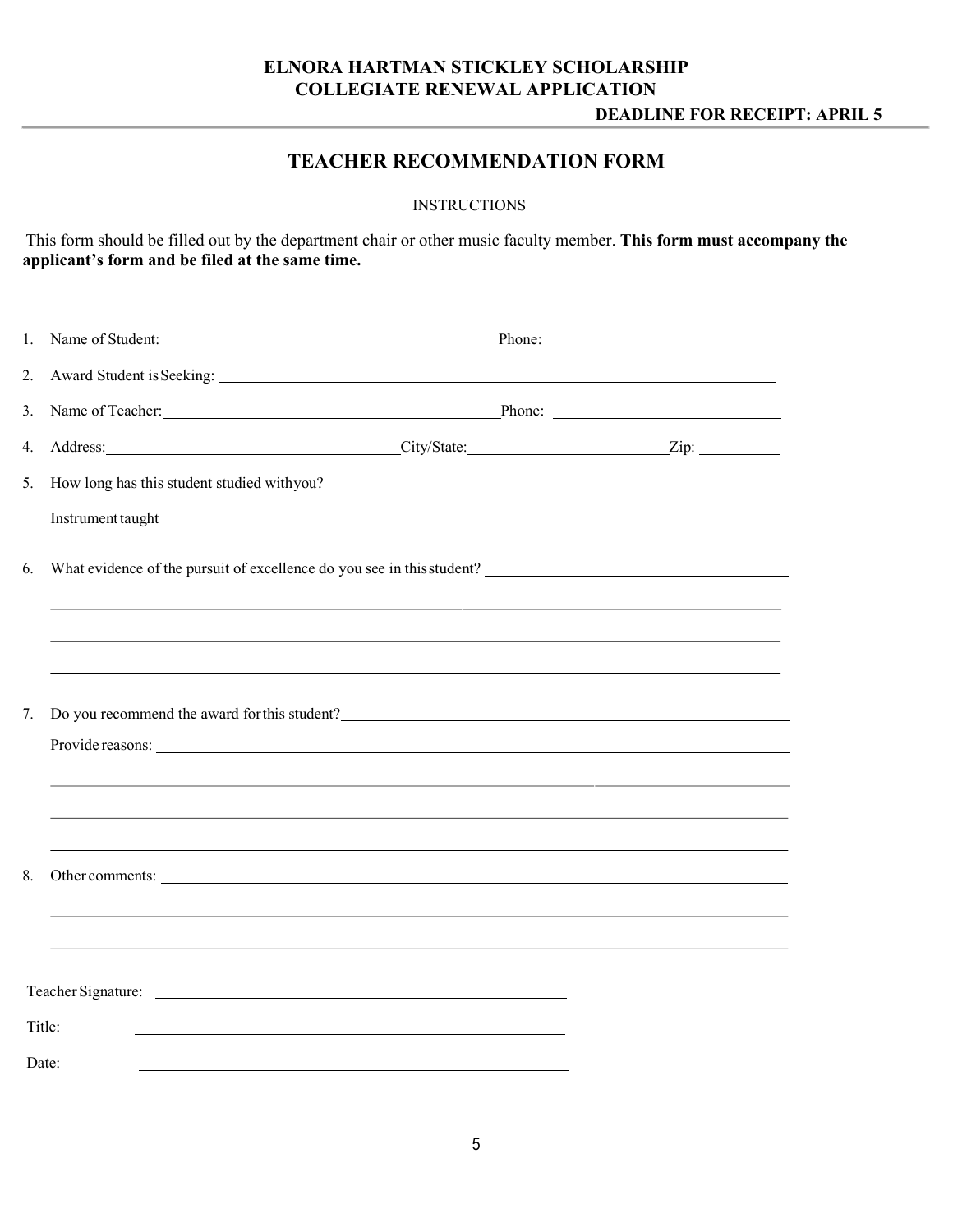**ELNORA HARTMAN STICKLEY SCHOLARSHIP**
**COLLEGIATE RENEWAL APPLICATION**

**DEADLINE FOR RECEIPT: APRIL 5**

## TEACHER RECOMMENDATION FORM

INSTRUCTIONS

This form should be filled out by the department chair or other music faculty member. **This form must accompany the applicant's form and be filed at the same time.**

1. Name of Student: ______________________________ Phone: ____________________
2. Award Student is Seeking: ______________________________________________
3. Name of Teacher: ______________________________ Phone: ____________________
4. Address: ________________________ City/State: __________________ Zip: ________
5. How long has this student studied with you? ________________________________

   Instrument taught ______________________________________________________

6. What evidence of the pursuit of excellence do you see in this student? ______________

   ______________________________________________________________________

   ______________________________________________________________________

   ______________________________________________________________________

7. Do you recommend the award for this student? ______________________________

   Provide reasons: _______________________________________________________

   ______________________________________________________________________

   ______________________________________________________________________

   ______________________________________________________________________

8. Other comments: _______________________________________________________

   ______________________________________________________________________

   ______________________________________________________________________

Teacher Signature: ____________________________________

Title: ____________________________________

Date: ____________________________________